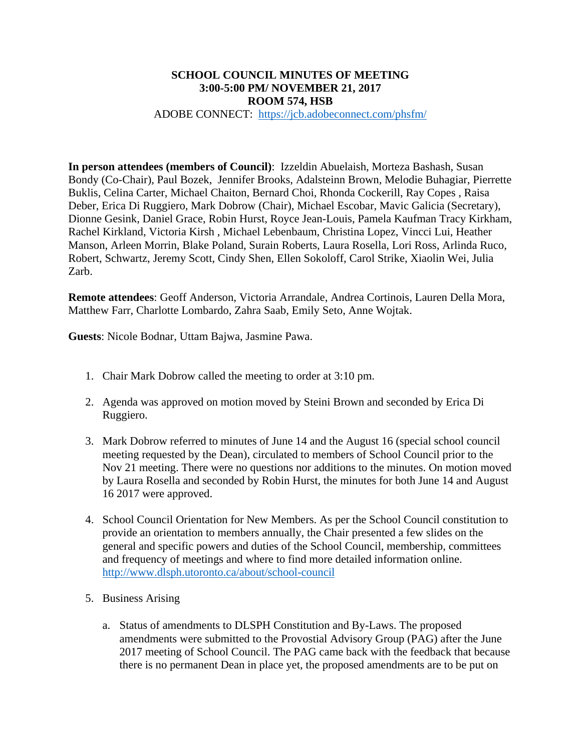**SCHOOL COUNCIL MINUTES OF MEETING**
**3:00-5:00 PM/ NOVEMBER 21, 2017**
**ROOM 574, HSB**
ADOBE CONNECT: https://jcb.adobeconnect.com/phsfm/

**In person attendees (members of Council)**: Izzeldin Abuelaish, Morteza Bashash, Susan Bondy (Co-Chair), Paul Bozek, Jennifer Brooks, Adalsteinn Brown, Melodie Buhagiar, Pierrette Buklis, Celina Carter, Michael Chaiton, Bernard Choi, Rhonda Cockerill, Ray Copes , Raisa Deber, Erica Di Ruggiero, Mark Dobrow (Chair), Michael Escobar, Mavic Galicia (Secretary), Dionne Gesink, Daniel Grace, Robin Hurst, Royce Jean-Louis, Pamela Kaufman Tracy Kirkham, Rachel Kirkland, Victoria Kirsh , Michael Lebenbaum, Christina Lopez, Vincci Lui, Heather Manson, Arleen Morrin, Blake Poland, Surain Roberts, Laura Rosella, Lori Ross, Arlinda Ruco, Robert, Schwartz, Jeremy Scott, Cindy Shen, Ellen Sokoloff, Carol Strike, Xiaolin Wei, Julia Zarb.

**Remote attendees**: Geoff Anderson, Victoria Arrandale, Andrea Cortinois, Lauren Della Mora, Matthew Farr, Charlotte Lombardo, Zahra Saab, Emily Seto, Anne Wojtak.

**Guests**: Nicole Bodnar, Uttam Bajwa, Jasmine Pawa.

1. Chair Mark Dobrow called the meeting to order at 3:10 pm.

2. Agenda was approved on motion moved by Steini Brown and seconded by Erica Di Ruggiero.

3. Mark Dobrow referred to minutes of June 14 and the August 16 (special school council meeting requested by the Dean), circulated to members of School Council prior to the Nov 21 meeting. There were no questions nor additions to the minutes. On motion moved by Laura Rosella and seconded by Robin Hurst, the minutes for both June 14 and August 16 2017 were approved.

4. School Council Orientation for New Members. As per the School Council constitution to provide an orientation to members annually, the Chair presented a few slides on the general and specific powers and duties of the School Council, membership, committees and frequency of meetings and where to find more detailed information online. http://www.dlsph.utoronto.ca/about/school-council

5. Business Arising

   a. Status of amendments to DLSPH Constitution and By-Laws. The proposed amendments were submitted to the Provostial Advisory Group (PAG) after the June 2017 meeting of School Council. The PAG came back with the feedback that because there is no permanent Dean in place yet, the proposed amendments are to be put on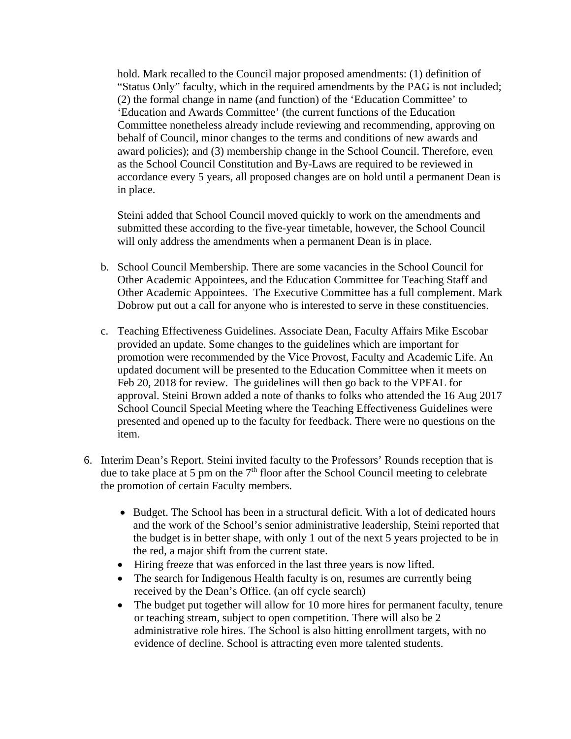hold. Mark recalled to the Council major proposed amendments: (1) definition of "Status Only" faculty, which in the required amendments by the PAG is not included; (2) the formal change in name (and function) of the 'Education Committee' to 'Education and Awards Committee' (the current functions of the Education Committee nonetheless already include reviewing and recommending, approving on behalf of Council, minor changes to the terms and conditions of new awards and award policies); and (3) membership change in the School Council. Therefore, even as the School Council Constitution and By-Laws are required to be reviewed in accordance every 5 years, all proposed changes are on hold until a permanent Dean is in place.

Steini added that School Council moved quickly to work on the amendments and submitted these according to the five-year timetable, however, the School Council will only address the amendments when a permanent Dean is in place.

b. School Council Membership. There are some vacancies in the School Council for Other Academic Appointees, and the Education Committee for Teaching Staff and Other Academic Appointees. The Executive Committee has a full complement. Mark Dobrow put out a call for anyone who is interested to serve in these constituencies.

c. Teaching Effectiveness Guidelines. Associate Dean, Faculty Affairs Mike Escobar provided an update. Some changes to the guidelines which are important for promotion were recommended by the Vice Provost, Faculty and Academic Life. An updated document will be presented to the Education Committee when it meets on Feb 20, 2018 for review. The guidelines will then go back to the VPFAL for approval. Steini Brown added a note of thanks to folks who attended the 16 Aug 2017 School Council Special Meeting where the Teaching Effectiveness Guidelines were presented and opened up to the faculty for feedback. There were no questions on the item.

6. Interim Dean's Report. Steini invited faculty to the Professors' Rounds reception that is due to take place at 5 pm on the 7th floor after the School Council meeting to celebrate the promotion of certain Faculty members.

   - Budget. The School has been in a structural deficit. With a lot of dedicated hours and the work of the School's senior administrative leadership, Steini reported that the budget is in better shape, with only 1 out of the next 5 years projected to be in the red, a major shift from the current state.
   - Hiring freeze that was enforced in the last three years is now lifted.
   - The search for Indigenous Health faculty is on, resumes are currently being received by the Dean's Office. (an off cycle search)
   - The budget put together will allow for 10 more hires for permanent faculty, tenure or teaching stream, subject to open competition. There will also be 2 administrative role hires. The School is also hitting enrollment targets, with no evidence of decline. School is attracting even more talented students.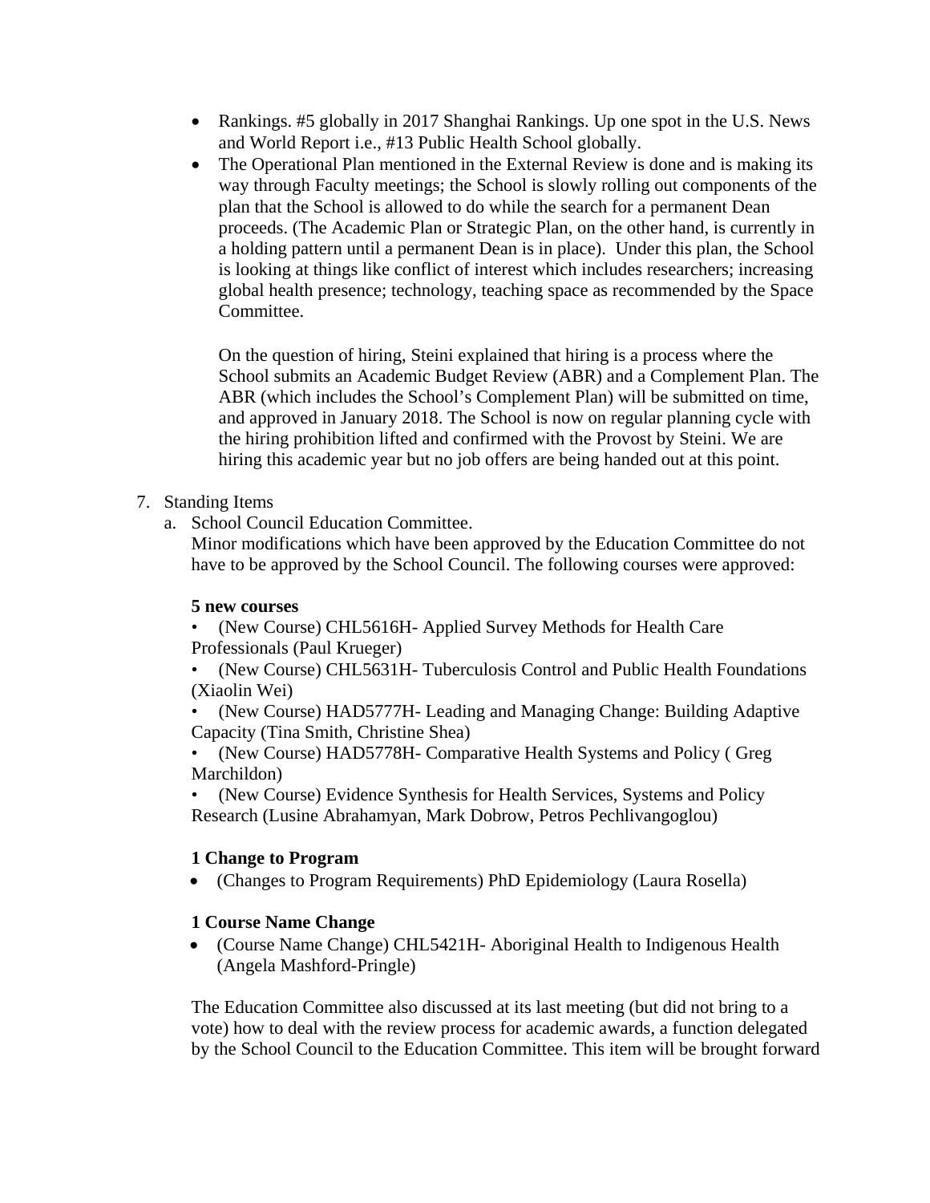- Rankings. #5 globally in 2017 Shanghai Rankings. Up one spot in the U.S. News and World Report i.e., #13 Public Health School globally.
- The Operational Plan mentioned in the External Review is done and is making its way through Faculty meetings; the School is slowly rolling out components of the plan that the School is allowed to do while the search for a permanent Dean proceeds. (The Academic Plan or Strategic Plan, on the other hand, is currently in a holding pattern until a permanent Dean is in place). Under this plan, the School is looking at things like conflict of interest which includes researchers; increasing global health presence; technology, teaching space as recommended by the Space Committee.

  On the question of hiring, Steini explained that hiring is a process where the School submits an Academic Budget Review (ABR) and a Complement Plan. The ABR (which includes the School's Complement Plan) will be submitted on time, and approved in January 2018. The School is now on regular planning cycle with the hiring prohibition lifted and confirmed with the Provost by Steini. We are hiring this academic year but no job offers are being handed out at this point.

7. Standing Items
   a. School Council Education Committee.
      Minor modifications which have been approved by the Education Committee do not have to be approved by the School Council. The following courses were approved:

      **5 new courses**

      • (New Course) CHL5616H- Applied Survey Methods for Health Care Professionals (Paul Krueger)

      • (New Course) CHL5631H- Tuberculosis Control and Public Health Foundations (Xiaolin Wei)

      • (New Course) HAD5777H- Leading and Managing Change: Building Adaptive Capacity (Tina Smith, Christine Shea)

      • (New Course) HAD5778H- Comparative Health Systems and Policy ( Greg Marchildon)

      • (New Course) Evidence Synthesis for Health Services, Systems and Policy Research (Lusine Abrahamyan, Mark Dobrow, Petros Pechlivangoglou)

      **1 Change to Program**

      - (Changes to Program Requirements) PhD Epidemiology (Laura Rosella)

      **1 Course Name Change**

      - (Course Name Change) CHL5421H- Aboriginal Health to Indigenous Health (Angela Mashford-Pringle)

      The Education Committee also discussed at its last meeting (but did not bring to a vote) how to deal with the review process for academic awards, a function delegated by the School Council to the Education Committee. This item will be brought forward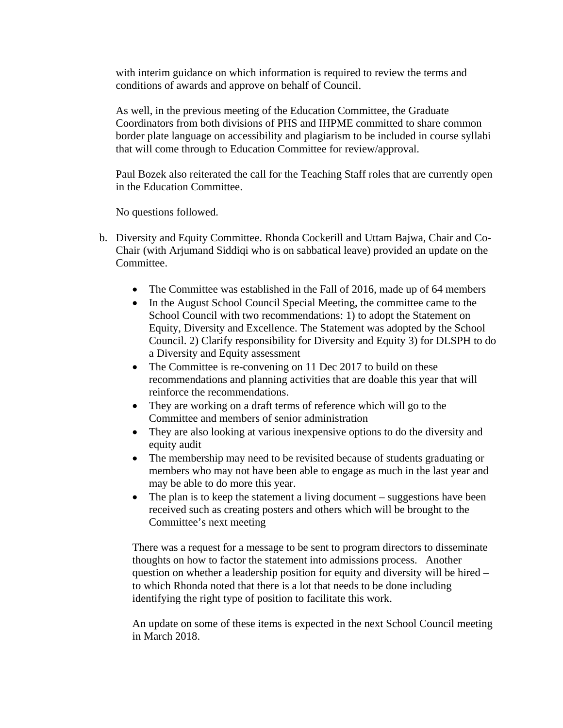with interim guidance on which information is required to review the terms and conditions of awards and approve on behalf of Council.

As well, in the previous meeting of the Education Committee, the Graduate Coordinators from both divisions of PHS and IHPME committed to share common border plate language on accessibility and plagiarism to be included in course syllabi that will come through to Education Committee for review/approval.

Paul Bozek also reiterated the call for the Teaching Staff roles that are currently open in the Education Committee.

No questions followed.

b. Diversity and Equity Committee. Rhonda Cockerill and Uttam Bajwa, Chair and Co-Chair (with Arjumand Siddiqi who is on sabbatical leave) provided an update on the Committee.

   - The Committee was established in the Fall of 2016, made up of 64 members
   - In the August School Council Special Meeting, the committee came to the School Council with two recommendations: 1) to adopt the Statement on Equity, Diversity and Excellence. The Statement was adopted by the School Council. 2) Clarify responsibility for Diversity and Equity 3) for DLSPH to do a Diversity and Equity assessment
   - The Committee is re-convening on 11 Dec 2017 to build on these recommendations and planning activities that are doable this year that will reinforce the recommendations.
   - They are working on a draft terms of reference which will go to the Committee and members of senior administration
   - They are also looking at various inexpensive options to do the diversity and equity audit
   - The membership may need to be revisited because of students graduating or members who may not have been able to engage as much in the last year and may be able to do more this year.
   - The plan is to keep the statement a living document – suggestions have been received such as creating posters and others which will be brought to the Committee's next meeting

   There was a request for a message to be sent to program directors to disseminate thoughts on how to factor the statement into admissions process. Another question on whether a leadership position for equity and diversity will be hired – to which Rhonda noted that there is a lot that needs to be done including identifying the right type of position to facilitate this work.

   An update on some of these items is expected in the next School Council meeting in March 2018.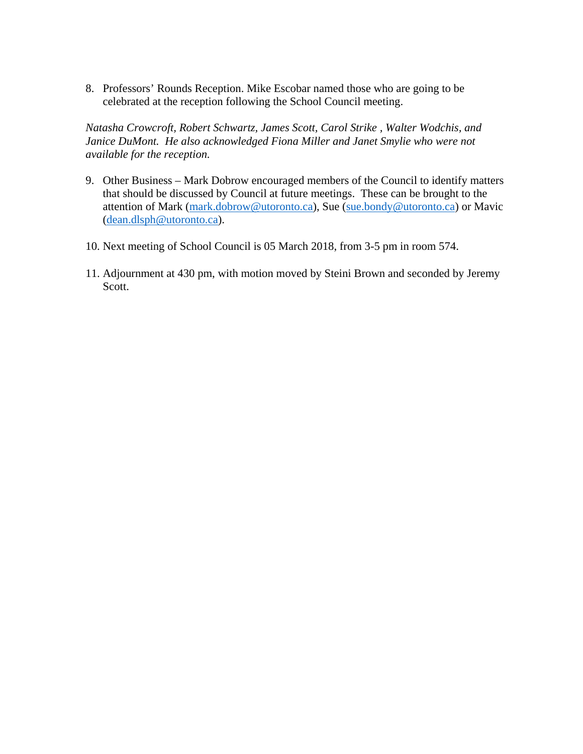8. Professors' Rounds Reception. Mike Escobar named those who are going to be celebrated at the reception following the School Council meeting.

*Natasha Crowcroft, Robert Schwartz, James Scott, Carol Strike , Walter Wodchis, and Janice DuMont. He also acknowledged Fiona Miller and Janet Smylie who were not available for the reception.*

9. Other Business – Mark Dobrow encouraged members of the Council to identify matters that should be discussed by Council at future meetings. These can be brought to the attention of Mark (mark.dobrow@utoronto.ca), Sue (sue.bondy@utoronto.ca) or Mavic (dean.dlsph@utoronto.ca).

10. Next meeting of School Council is 05 March 2018, from 3-5 pm in room 574.

11. Adjournment at 430 pm, with motion moved by Steini Brown and seconded by Jeremy Scott.